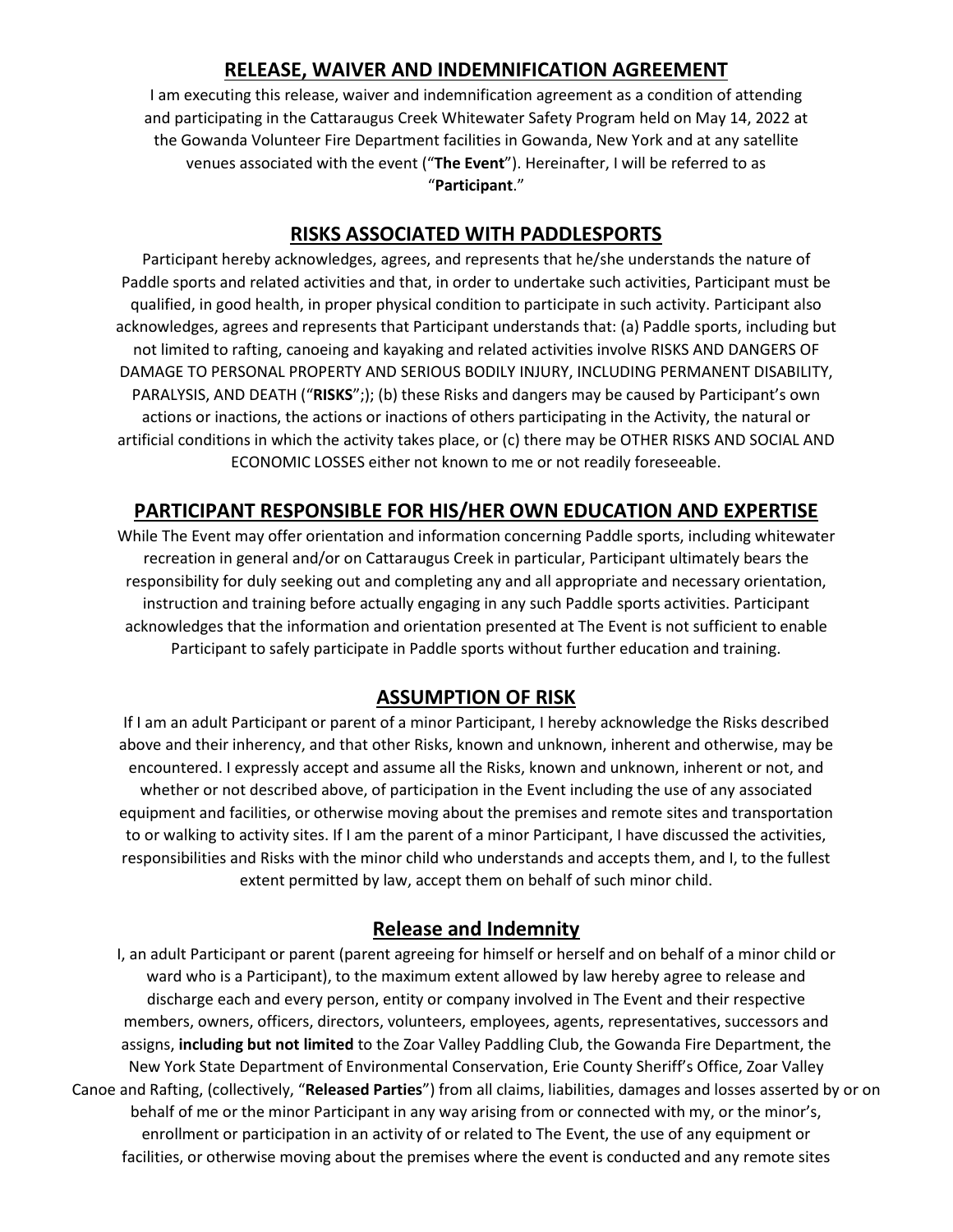# RELEASE, WAIVER AND INDEMNIFICATION AGREEMENT

I am executing this release, waiver and indemnification agreement as a condition of attending and participating in the Cattaraugus Creek Whitewater Safety Program held on May 14, 2022 at the Gowanda Volunteer Fire Department facilities in Gowanda, New York and at any satellite venues associated with the event ("**The Event**"). Hereinafter, I will be referred to as "**Participant**."

## RISKS ASSOCIATED WITH PADDLESPORTS

Participant hereby acknowledges, agrees, and represents that he/she understands the nature of Paddle sports and related activities and that, in order to undertake such activities, Participant must be qualified, in good health, in proper physical condition to participate in such activity. Participant also acknowledges, agrees and represents that Participant understands that: (a) Paddle sports, including but not limited to rafting, canoeing and kayaking and related activities involve RISKS AND DANGERS OF DAMAGE TO PERSONAL PROPERTY AND SERIOUS BODILY INJURY, INCLUDING PERMANENT DISABILITY, PARALYSIS, AND DEATH ("**RISKS**";); (b) these Risks and dangers may be caused by Participant's own actions or inactions, the actions or inactions of others participating in the Activity, the natural or artificial conditions in which the activity takes place, or (c) there may be OTHER RISKS AND SOCIAL AND ECONOMIC LOSSES either not known to me or not readily foreseeable.

## PARTICIPANT RESPONSIBLE FOR HIS/HER OWN EDUCATION AND EXPERTISE

While The Event may offer orientation and information concerning Paddle sports, including whitewater recreation in general and/or on Cattaraugus Creek in particular, Participant ultimately bears the responsibility for duly seeking out and completing any and all appropriate and necessary orientation, instruction and training before actually engaging in any such Paddle sports activities. Participant acknowledges that the information and orientation presented at The Event is not sufficient to enable Participant to safely participate in Paddle sports without further education and training.

## ASSUMPTION OF RISK

If I am an adult Participant or parent of a minor Participant, I hereby acknowledge the Risks described above and their inherency, and that other Risks, known and unknown, inherent and otherwise, may be encountered. I expressly accept and assume all the Risks, known and unknown, inherent or not, and whether or not described above, of participation in the Event including the use of any associated equipment and facilities, or otherwise moving about the premises and remote sites and transportation to or walking to activity sites. If I am the parent of a minor Participant, I have discussed the activities, responsibilities and Risks with the minor child who understands and accepts them, and I, to the fullest extent permitted by law, accept them on behalf of such minor child.

## Release and Indemnity

I, an adult Participant or parent (parent agreeing for himself or herself and on behalf of a minor child or ward who is a Participant), to the maximum extent allowed by law hereby agree to release and discharge each and every person, entity or company involved in The Event and their respective members, owners, officers, directors, volunteers, employees, agents, representatives, successors and assigns, **including but not limited** to the Zoar Valley Paddling Club, the Gowanda Fire Department, the New York State Department of Environmental Conservation, Erie County Sheriff's Office, Zoar Valley Canoe and Rafting, (collectively, "**Released Parties**") from all claims, liabilities, damages and losses asserted by or on behalf of me or the minor Participant in any way arising from or connected with my, or the minor's, enrollment or participation in an activity of or related to The Event, the use of any equipment or facilities, or otherwise moving about the premises where the event is conducted and any remote sites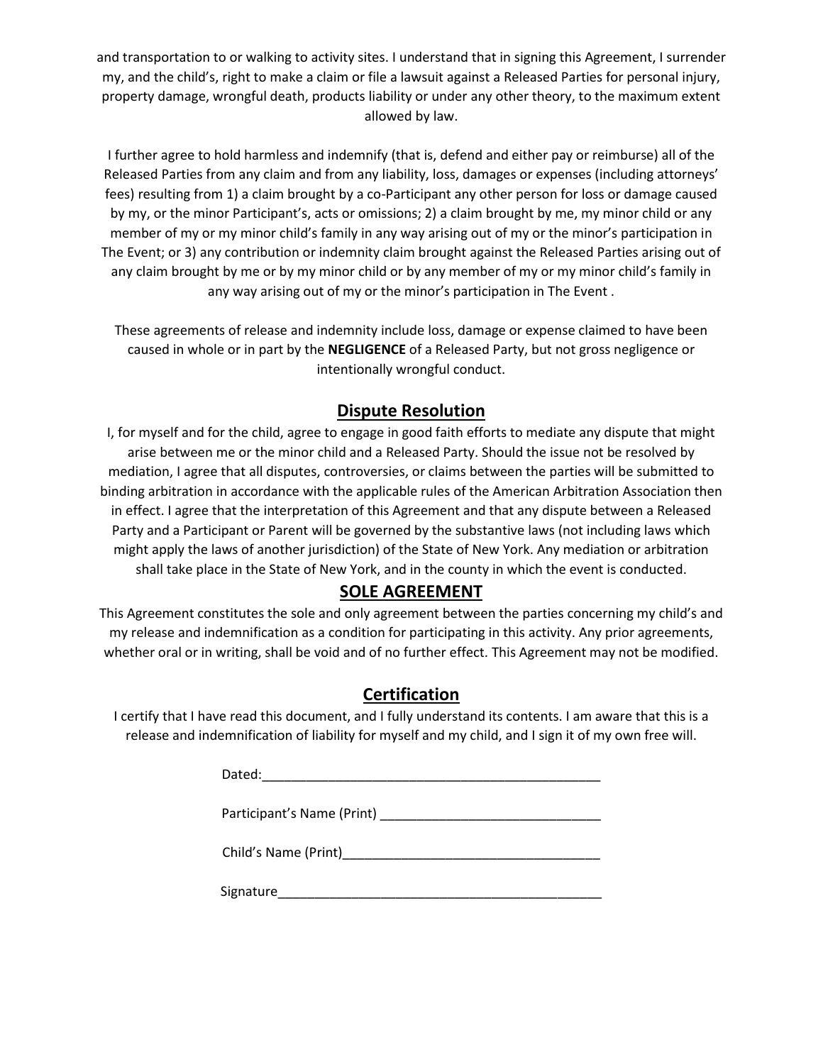and transportation to or walking to activity sites. I understand that in signing this Agreement, I surrender my, and the child's, right to make a claim or file a lawsuit against a Released Parties for personal injury, property damage, wrongful death, products liability or under any other theory, to the maximum extent allowed by law.

I further agree to hold harmless and indemnify (that is, defend and either pay or reimburse) all of the Released Parties from any claim and from any liability, loss, damages or expenses (including attorneys' fees) resulting from 1) a claim brought by a co-Participant any other person for loss or damage caused by my, or the minor Participant's, acts or omissions; 2) a claim brought by me, my minor child or any member of my or my minor child's family in any way arising out of my or the minor's participation in The Event; or 3) any contribution or indemnity claim brought against the Released Parties arising out of any claim brought by me or by my minor child or by any member of my or my minor child's family in any way arising out of my or the minor's participation in The Event .

These agreements of release and indemnity include loss, damage or expense claimed to have been caused in whole or in part by the **NEGLIGENCE** of a Released Party, but not gross negligence or intentionally wrongful conduct.

## Dispute Resolution

I, for myself and for the child, agree to engage in good faith efforts to mediate any dispute that might arise between me or the minor child and a Released Party. Should the issue not be resolved by mediation, I agree that all disputes, controversies, or claims between the parties will be submitted to binding arbitration in accordance with the applicable rules of the American Arbitration Association then in effect. I agree that the interpretation of this Agreement and that any dispute between a Released Party and a Participant or Parent will be governed by the substantive laws (not including laws which might apply the laws of another jurisdiction) of the State of New York. Any mediation or arbitration shall take place in the State of New York, and in the county in which the event is conducted.

## SOLE AGREEMENT

This Agreement constitutes the sole and only agreement between the parties concerning my child's and my release and indemnification as a condition for participating in this activity. Any prior agreements, whether oral or in writing, shall be void and of no further effect. This Agreement may not be modified.

## Certification

I certify that I have read this document, and I fully understand its contents. I am aware that this is a release and indemnification of liability for myself and my child, and I sign it of my own free will.

Dated:_______________________________________________

Participant's Name (Print) _____________________________

Child's Name (Print)__________________________________

Signature____________________________________________